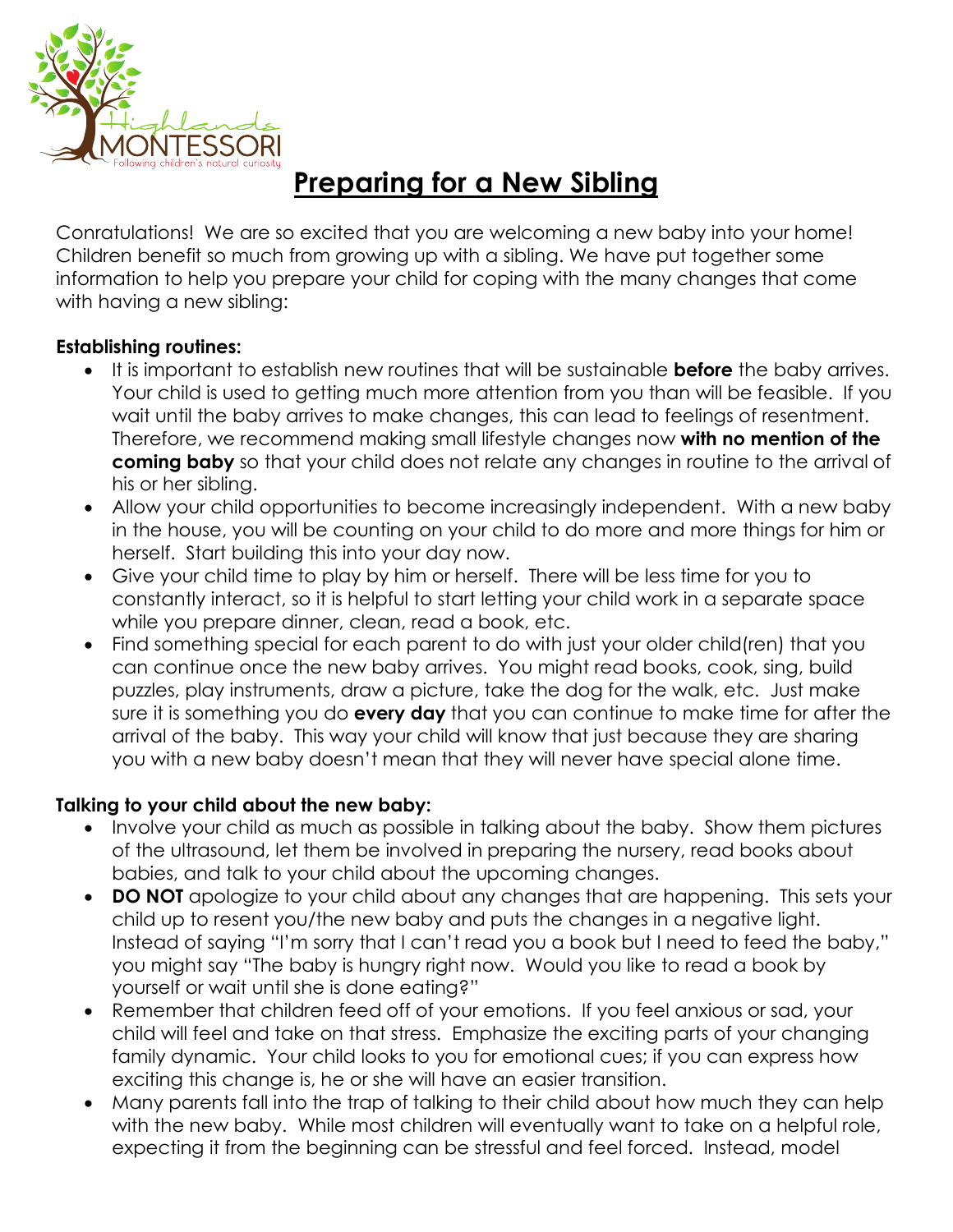# Preparing for a New Sibling

Conratulations! We are so excited that you are welcoming a new baby into your home! Children benefit so much from growing up with a sibling. We have put together some information to help you prepare your child for coping with the many changes that come with having a new sibling:

**Establishing routines:**

- It is important to establish new routines that will be sustainable **before** the baby arrives. Your child is used to getting much more attention from you than will be feasible. If you wait until the baby arrives to make changes, this can lead to feelings of resentment. Therefore, we recommend making small lifestyle changes now **with no mention of the coming baby** so that your child does not relate any changes in routine to the arrival of his or her sibling.
- Allow your child opportunities to become increasingly independent. With a new baby in the house, you will be counting on your child to do more and more things for him or herself. Start building this into your day now.
- Give your child time to play by him or herself. There will be less time for you to constantly interact, so it is helpful to start letting your child work in a separate space while you prepare dinner, clean, read a book, etc.
- Find something special for each parent to do with just your older child(ren) that you can continue once the new baby arrives. You might read books, cook, sing, build puzzles, play instruments, draw a picture, take the dog for the walk, etc. Just make sure it is something you do **every day** that you can continue to make time for after the arrival of the baby. This way your child will know that just because they are sharing you with a new baby doesn't mean that they will never have special alone time.

**Talking to your child about the new baby:**

- Involve your child as much as possible in talking about the baby. Show them pictures of the ultrasound, let them be involved in preparing the nursery, read books about babies, and talk to your child about the upcoming changes.
- **DO NOT** apologize to your child about any changes that are happening. This sets your child up to resent you/the new baby and puts the changes in a negative light. Instead of saying "I'm sorry that I can't read you a book but I need to feed the baby," you might say "The baby is hungry right now. Would you like to read a book by yourself or wait until she is done eating?"
- Remember that children feed off of your emotions. If you feel anxious or sad, your child will feel and take on that stress. Emphasize the exciting parts of your changing family dynamic. Your child looks to you for emotional cues; if you can express how exciting this change is, he or she will have an easier transition.
- Many parents fall into the trap of talking to their child about how much they can help with the new baby. While most children will eventually want to take on a helpful role, expecting it from the beginning can be stressful and feel forced. Instead, model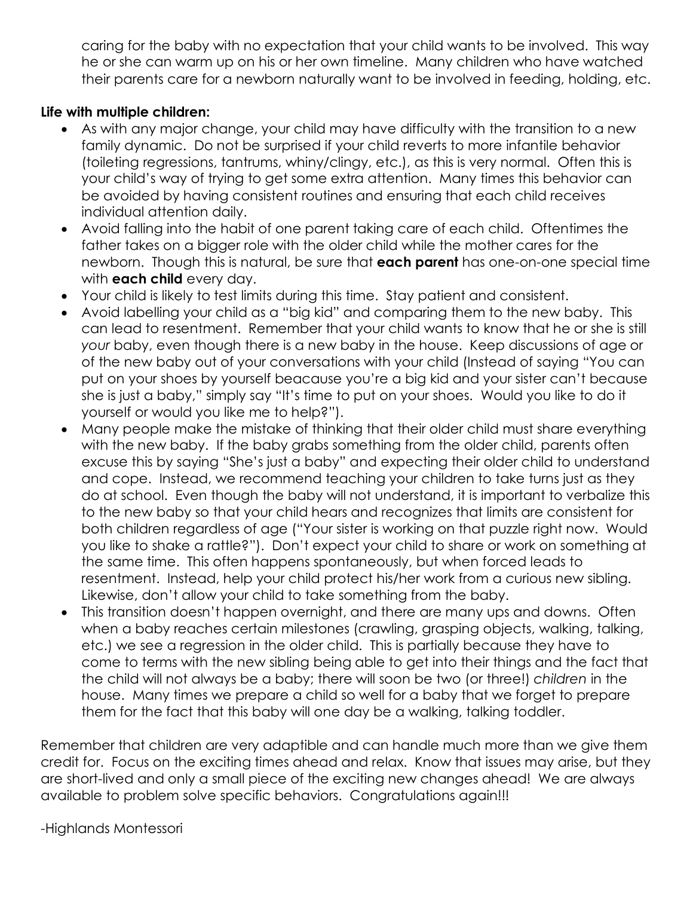caring for the baby with no expectation that your child wants to be involved. This way he or she can warm up on his or her own timeline. Many children who have watched their parents care for a newborn naturally want to be involved in feeding, holding, etc.

**Life with multiple children:**

- As with any major change, your child may have difficulty with the transition to a new family dynamic. Do not be surprised if your child reverts to more infantile behavior (toileting regressions, tantrums, whiny/clingy, etc.), as this is very normal. Often this is your child's way of trying to get some extra attention. Many times this behavior can be avoided by having consistent routines and ensuring that each child receives individual attention daily.
- Avoid falling into the habit of one parent taking care of each child. Oftentimes the father takes on a bigger role with the older child while the mother cares for the newborn. Though this is natural, be sure that **each parent** has one-on-one special time with **each child** every day.
- Your child is likely to test limits during this time. Stay patient and consistent.
- Avoid labelling your child as a "big kid" and comparing them to the new baby. This can lead to resentment. Remember that your child wants to know that he or she is still *your* baby, even though there is a new baby in the house. Keep discussions of age or of the new baby out of your conversations with your child (Instead of saying "You can put on your shoes by yourself beacause you're a big kid and your sister can't because she is just a baby," simply say "It's time to put on your shoes. Would you like to do it yourself or would you like me to help?").
- Many people make the mistake of thinking that their older child must share everything with the new baby. If the baby grabs something from the older child, parents often excuse this by saying "She's just a baby" and expecting their older child to understand and cope. Instead, we recommend teaching your children to take turns just as they do at school. Even though the baby will not understand, it is important to verbalize this to the new baby so that your child hears and recognizes that limits are consistent for both children regardless of age ("Your sister is working on that puzzle right now. Would you like to shake a rattle?"). Don't expect your child to share or work on something at the same time. This often happens spontaneously, but when forced leads to resentment. Instead, help your child protect his/her work from a curious new sibling. Likewise, don't allow your child to take something from the baby.
- This transition doesn't happen overnight, and there are many ups and downs. Often when a baby reaches certain milestones (crawling, grasping objects, walking, talking, etc.) we see a regression in the older child. This is partially because they have to come to terms with the new sibling being able to get into their things and the fact that the child will not always be a baby; there will soon be two (or three!) *children* in the house. Many times we prepare a child so well for a baby that we forget to prepare them for the fact that this baby will one day be a walking, talking toddler.

Remember that children are very adaptible and can handle much more than we give them credit for. Focus on the exciting times ahead and relax. Know that issues may arise, but they are short-lived and only a small piece of the exciting new changes ahead! We are always available to problem solve specific behaviors. Congratulations again!!!

-Highlands Montessori